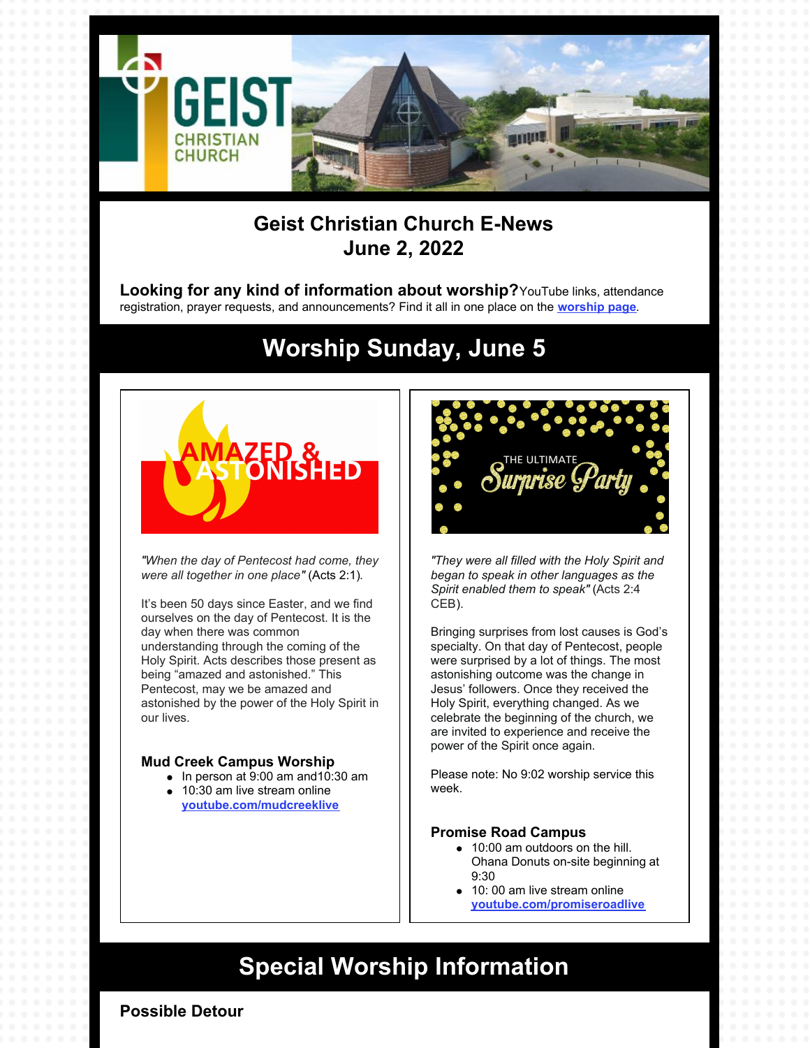# Geist Christian Church E-News
## June 2, 2022

**Looking for any kind of information about worship?** YouTube links, attendance registration, prayer requests, and announcements? Find it all in one place on the **worship page**.

## Worship Sunday, June 5

AMAZED & ASTONISHED

*"When the day of Pentecost had come, they were all together in one place"* (Acts 2:1).

It's been 50 days since Easter, and we find ourselves on the day of Pentecost. It is the day when there was common understanding through the coming of the Holy Spirit. Acts describes those present as being "amazed and astonished." This Pentecost, may we be amazed and astonished by the power of the Holy Spirit in our lives.

### Mud Creek Campus Worship

- In person at 9:00 am and10:30 am
- 10:30 am live stream online **youtube.com/mudcreeklive**

THE ULTIMATE Surprise Party

*"They were all filled with the Holy Spirit and began to speak in other languages as the Spirit enabled them to speak"* (Acts 2:4 CEB).

Bringing surprises from lost causes is God's specialty. On that day of Pentecost, people were surprised by a lot of things. The most astonishing outcome was the change in Jesus' followers. Once they received the Holy Spirit, everything changed. As we celebrate the beginning of the church, we are invited to experience and receive the power of the Spirit once again.

Please note: No 9:02 worship service this week.

### Promise Road Campus

- 10:00 am outdoors on the hill. Ohana Donuts on-site beginning at 9:30
- 10: 00 am live stream online **youtube.com/promiseroadlive**

## Special Worship Information

### Possible Detour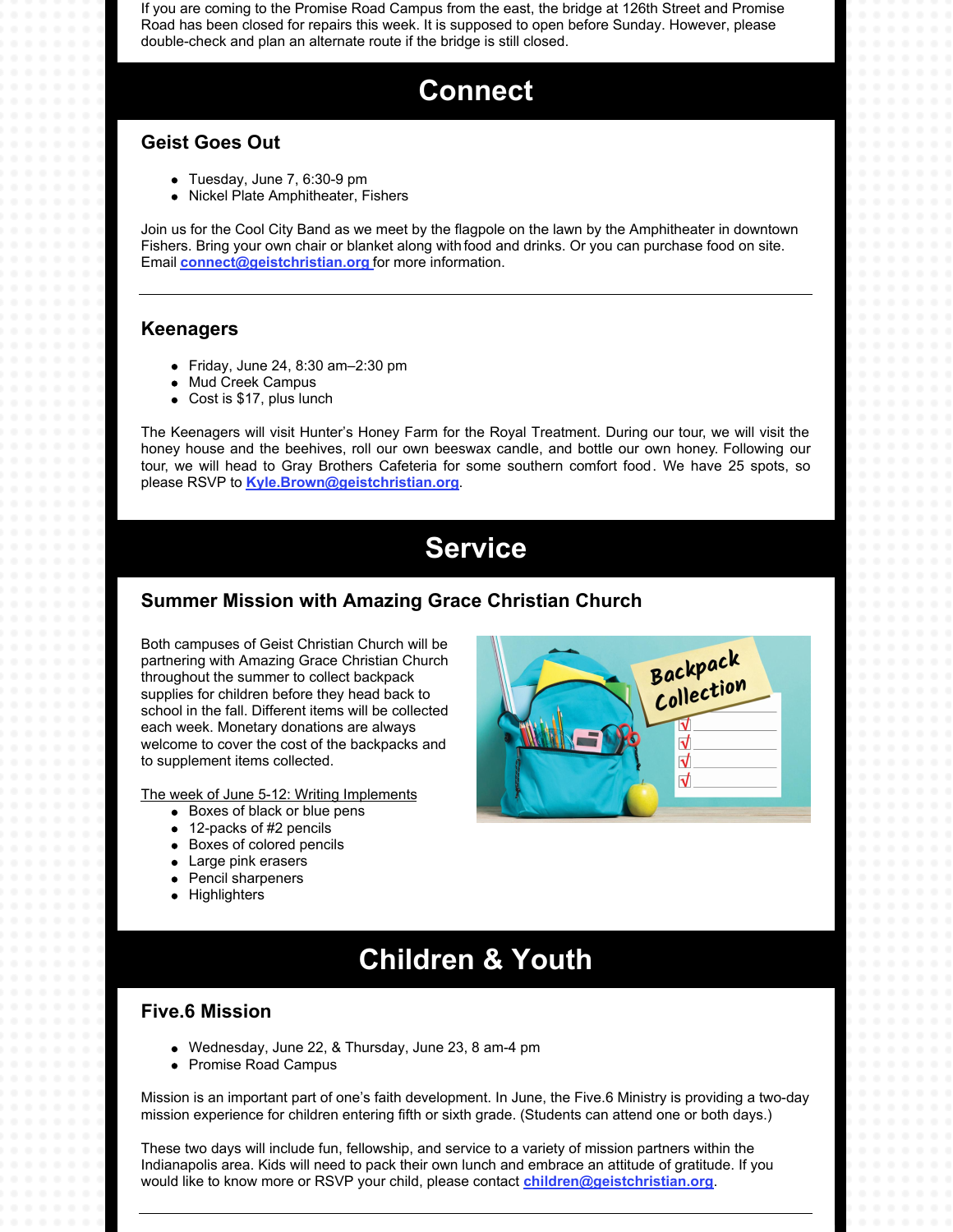If you are coming to the Promise Road Campus from the east, the bridge at 126th Street and Promise Road has been closed for repairs this week. It is supposed to open before Sunday. However, please double-check and plan an alternate route if the bridge is still closed.

# Connect

## Geist Goes Out

- Tuesday, June 7, 6:30-9 pm
- Nickel Plate Amphitheater, Fishers

Join us for the Cool City Band as we meet by the flagpole on the lawn by the Amphitheater in downtown Fishers. Bring your own chair or blanket along with food and drinks. Or you can purchase food on site. Email **connect@geistchristian.org** for more information.

---

## Keenagers

- Friday, June 24, 8:30 am–2:30 pm
- Mud Creek Campus
- Cost is $17, plus lunch

The Keenagers will visit Hunter's Honey Farm for the Royal Treatment. During our tour, we will visit the honey house and the beehives, roll our own beeswax candle, and bottle our own honey. Following our tour, we will head to Gray Brothers Cafeteria for some southern comfort food. We have 25 spots, so please RSVP to **Kyle.Brown@geistchristian.org**.

# Service

## Summer Mission with Amazing Grace Christian Church

Both campuses of Geist Christian Church will be partnering with Amazing Grace Christian Church throughout the summer to collect backpack supplies for children before they head back to school in the fall. Different items will be collected each week. Monetary donations are always welcome to cover the cost of the backpacks and to supplement items collected.

The week of June 5-12: Writing Implements

- Boxes of black or blue pens
- 12-packs of #2 pencils
- Boxes of colored pencils
- Large pink erasers
- Pencil sharpeners
- Highlighters

# Children & Youth

## Five.6 Mission

- Wednesday, June 22, & Thursday, June 23, 8 am-4 pm
- Promise Road Campus

Mission is an important part of one's faith development. In June, the Five.6 Ministry is providing a two-day mission experience for children entering fifth or sixth grade. (Students can attend one or both days.)

These two days will include fun, fellowship, and service to a variety of mission partners within the Indianapolis area. Kids will need to pack their own lunch and embrace an attitude of gratitude. If you would like to know more or RSVP your child, please contact **children@geistchristian.org**.

---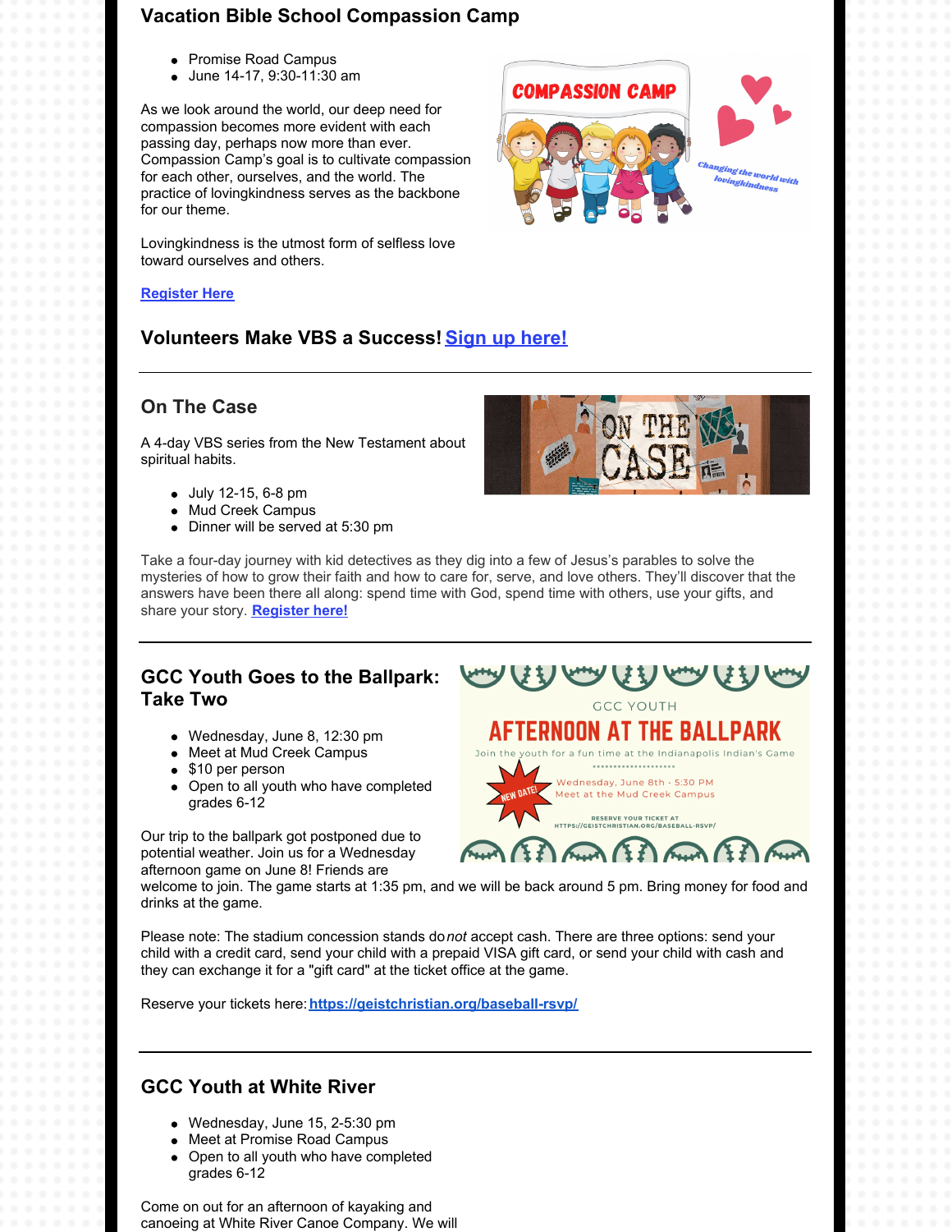## Vacation Bible School Compassion Camp

- Promise Road Campus
- June 14-17, 9:30-11:30 am

As we look around the world, our deep need for compassion becomes more evident with each passing day, perhaps now more than ever. Compassion Camp's goal is to cultivate compassion for each other, ourselves, and the world. The practice of lovingkindness serves as the backbone for our theme.

Lovingkindness is the utmost form of selfless love toward ourselves and others.

**Register Here**

### Volunteers Make VBS a Success! Sign up here!

---

## On The Case

A 4-day VBS series from the New Testament about spiritual habits.

- July 12-15, 6-8 pm
- Mud Creek Campus
- Dinner will be served at 5:30 pm

Take a four-day journey with kid detectives as they dig into a few of Jesus's parables to solve the mysteries of how to grow their faith and how to care for, serve, and love others. They'll discover that the answers have been there all along: spend time with God, spend time with others, use your gifts, and share your story. **Register here!**

---

## GCC Youth Goes to the Ballpark: Take Two

- Wednesday, June 8, 12:30 pm
- Meet at Mud Creek Campus
- $10 per person
- Open to all youth who have completed grades 6-12

Our trip to the ballpark got postponed due to potential weather. Join us for a Wednesday afternoon game on June 8! Friends are welcome to join. The game starts at 1:35 pm, and we will be back around 5 pm. Bring money for food and drinks at the game.

Please note: The stadium concession stands do *not* accept cash. There are three options: send your child with a credit card, send your child with a prepaid VISA gift card, or send your child with cash and they can exchange it for a "gift card" at the ticket office at the game.

Reserve your tickets here: **https://geistchristian.org/baseball-rsvp/**

---

## GCC Youth at White River

- Wednesday, June 15, 2-5:30 pm
- Meet at Promise Road Campus
- Open to all youth who have completed grades 6-12

Come on out for an afternoon of kayaking and canoeing at White River Canoe Company. We will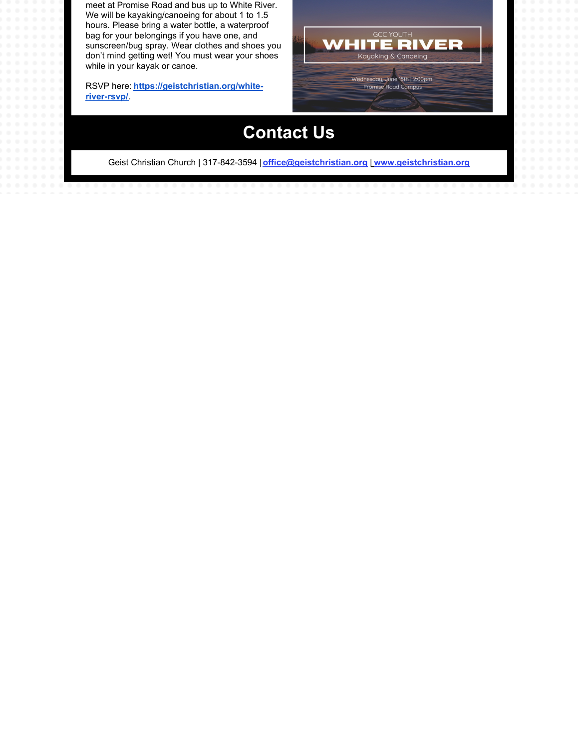meet at Promise Road and bus up to White River. We will be kayaking/canoeing for about 1 to 1.5 hours. Please bring a water bottle, a waterproof bag for your belongings if you have one, and sunscreen/bug spray. Wear clothes and shoes you don't mind getting wet! You must wear your shoes while in your kayak or canoe.

RSVP here: **[https://geistchristian.org/white-river-rsvp/](https://geistchristian.org/white-river-rsvp/)**.

GCC YOUTH
WHITE RIVER
Kayaking & Canoeing
Wednesday, June 15th | 2:00pm
Promise Road Campus

# Contact Us

Geist Christian Church | 317-842-3594 | **[office@geistchristian.org](mailto:office@geistchristian.org)** | **[www.geistchristian.org](http://www.geistchristian.org)**